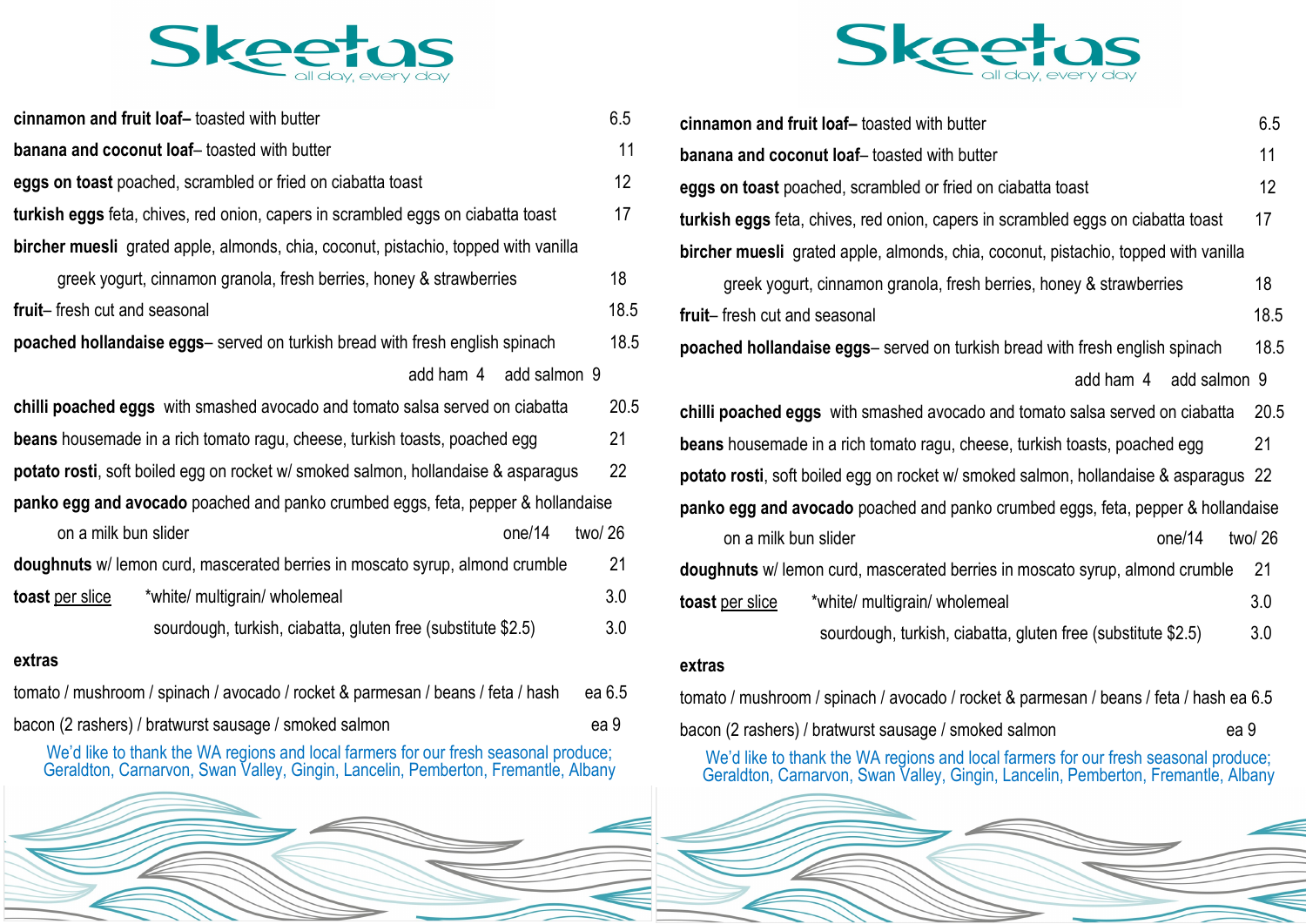# Skeetas

all day, every day

**cinnamon and fruit loaf**– toasted with butter 6.5

**banana and coconut loaf**– toasted with butter 11

**eggs on toast** poached, scrambled or fried on ciabatta toast 12

**turkish eggs** feta, chives, red onion, capers in scrambled eggs on ciabatta toast 17

**bircher muesli** grated apple, almonds, chia, coconut, pistachio, topped with vanilla greek yogurt, cinnamon granola, fresh berries, honey & strawberries 18

**fruit**– fresh cut and seasonal 18.5

**poached hollandaise eggs**– served on turkish bread with fresh english spinach 18.5

add ham 4 add salmon 9

**chilli poached eggs** with smashed avocado and tomato salsa served on ciabatta 20.5

**beans** housemade in a rich tomato ragu, cheese, turkish toasts, poached egg 21

**potato rosti**, soft boiled egg on rocket w/ smoked salmon, hollandaise & asparagus 22

**panko egg and avocado** poached and panko crumbed eggs, feta, pepper & hollandaise on a milk bun slider one/14 two/ 26

**doughnuts** w/ lemon curd, mascerated berries in moscato syrup, almond crumble 21

**toast** per slice *white/ multigrain/ wholemeal 3.0

sourdough, turkish, ciabatta, gluten free (substitute $2.5) 3.0

**extras**

tomato / mushroom / spinach / avocado / rocket & parmesan / beans / feta / hash ea 6.5

bacon (2 rashers) / bratwurst sausage / smoked salmon ea 9

We'd like to thank the WA regions and local farmers for our fresh seasonal produce; Geraldton, Carnarvon, Swan Valley, Gingin, Lancelin, Pemberton, Fremantle, Albany

# Skeetas

all day, every day

**cinnamon and fruit loaf**– toasted with butter 6.5

**banana and coconut loaf**– toasted with butter 11

**eggs on toast** poached, scrambled or fried on ciabatta toast 12

**turkish eggs** feta, chives, red onion, capers in scrambled eggs on ciabatta toast 17

**bircher muesli** grated apple, almonds, chia, coconut, pistachio, topped with vanilla greek yogurt, cinnamon granola, fresh berries, honey & strawberries 18

**fruit**– fresh cut and seasonal 18.5

**poached hollandaise eggs**– served on turkish bread with fresh english spinach 18.5

add ham 4 add salmon 9

**chilli poached eggs** with smashed avocado and tomato salsa served on ciabatta 20.5

**beans** housemade in a rich tomato ragu, cheese, turkish toasts, poached egg 21

**potato rosti**, soft boiled egg on rocket w/ smoked salmon, hollandaise & asparagus 22

**panko egg and avocado** poached and panko crumbed eggs, feta, pepper & hollandaise on a milk bun slider one/14 two/ 26

**doughnuts** w/ lemon curd, mascerated berries in moscato syrup, almond crumble 21

**toast** per slice *white/ multigrain/ wholemeal 3.0

sourdough, turkish, ciabatta, gluten free (substitute $2.5) 3.0

**extras**

tomato / mushroom / spinach / avocado / rocket & parmesan / beans / feta / hash ea 6.5

bacon (2 rashers) / bratwurst sausage / smoked salmon ea 9

We'd like to thank the WA regions and local farmers for our fresh seasonal produce; Geraldton, Carnarvon, Swan Valley, Gingin, Lancelin, Pemberton, Fremantle, Albany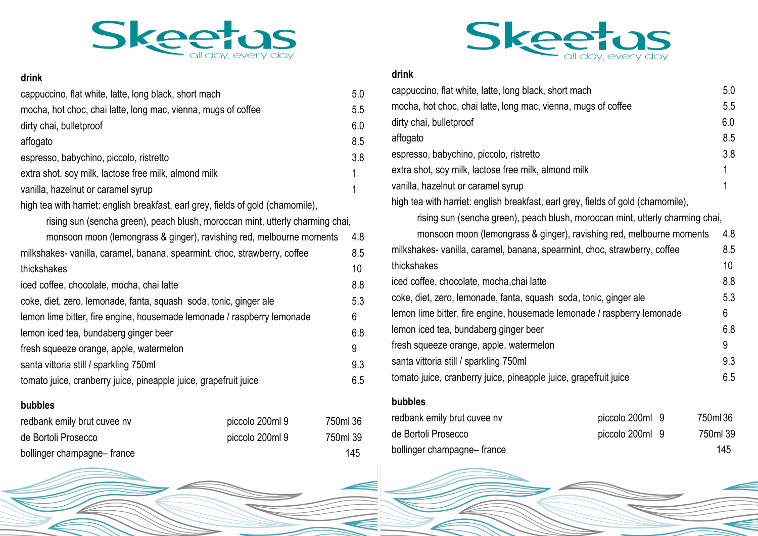# Skeetas

all day, every day

## drink

| | |
|---|---|
| cappuccino, flat white, latte, long black, short mach | 5.0 |
| mocha, hot choc, chai latte, long mac, vienna, mugs of coffee | 5.5 |
| dirty chai, bulletproof | 6.0 |
| affogato | 8.5 |
| espresso, babychino, piccolo, ristretto | 3.8 |
| extra shot, soy milk, lactose free milk, almond milk | 1 |
| vanilla, hazelnut or caramel syrup | 1 |
| high tea with harriet: english breakfast, earl grey, fields of gold (chamomile), rising sun (sencha green), peach blush, moroccan mint, utterly charming chai, monsoon moon (lemongrass & ginger), ravishing red, melbourne moments | 4.8 |
| milkshakes- vanilla, caramel, banana, spearmint, choc, strawberry, coffee | 8.5 |
| thickshakes | 10 |
| iced coffee, chocolate, mocha, chai latte | 8.8 |
| coke, diet, zero, lemonade, fanta, squash soda, tonic, ginger ale | 5.3 |
| lemon lime bitter, fire engine, housemade lemonade / raspberry lemonade | 6 |
| lemon iced tea, bundaberg ginger beer | 6.8 |
| fresh squeeze orange, apple, watermelon | 9 |
| santa vittoria still / sparkling 750ml | 9.3 |
| tomato juice, cranberry juice, pineapple juice, grapefruit juice | 6.5 |

## bubbles

| | | |
|---|---|---|
| redbank emily brut cuvee nv | piccolo 200ml 9 | 750ml 36 |
| de Bortoli Prosecco | piccolo 200ml 9 | 750ml 39 |
| bollinger champagne– france | | 145 |